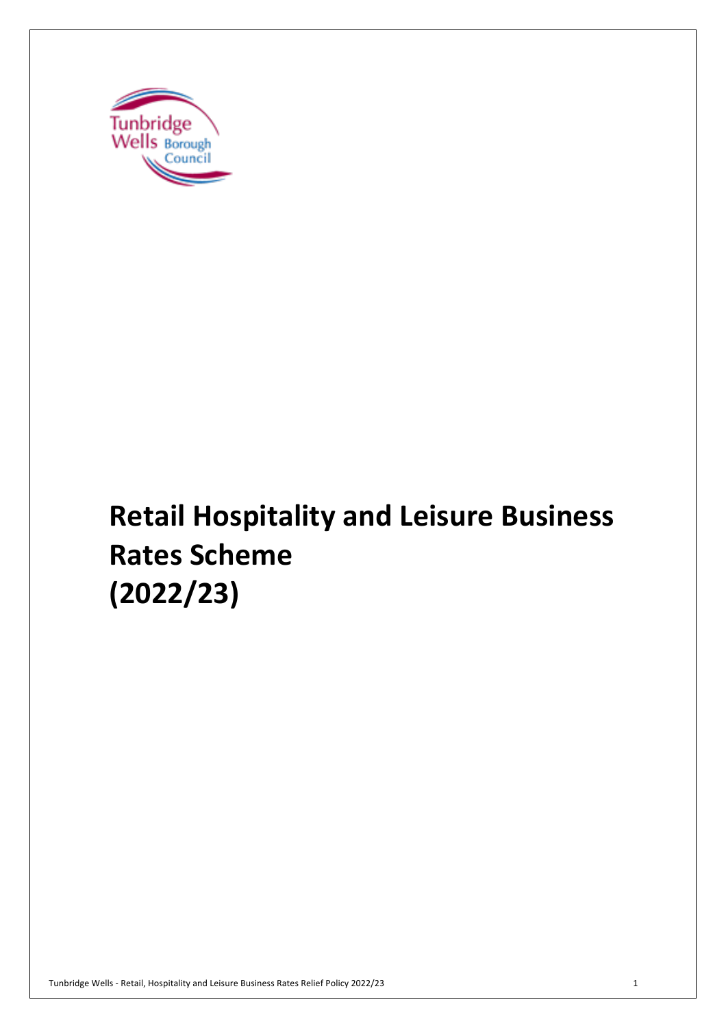Tunbridge Wells Borough Council

# Retail Hospitality and Leisure Business Rates Scheme (2022/23)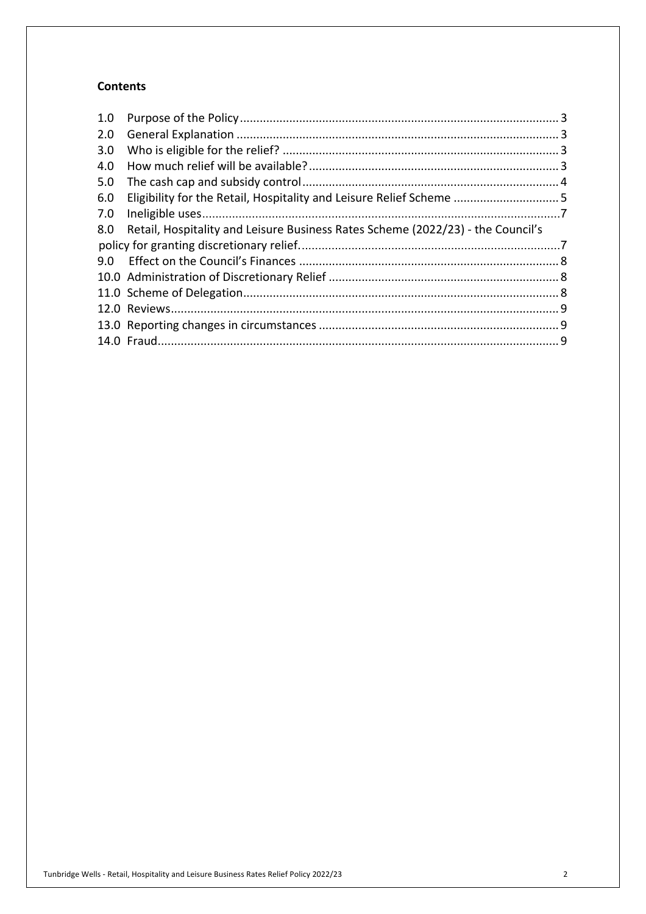**Contents**

| | | |
|---|---|---|
| 1.0 | Purpose of the Policy | 3 |
| 2.0 | General Explanation | 3 |
| 3.0 | Who is eligible for the relief? | 3 |
| 4.0 | How much relief will be available? | 3 |
| 5.0 | The cash cap and subsidy control | 4 |
| 6.0 | Eligibility for the Retail, Hospitality and Leisure Relief Scheme | 5 |
| 7.0 | Ineligible uses | 7 |
| 8.0 | Retail, Hospitality and Leisure Business Rates Scheme (2022/23) - the Council's policy for granting discretionary relief. | 7 |
| 9.0 | Effect on the Council's Finances | 8 |
| 10.0 | Administration of Discretionary Relief | 8 |
| 11.0 | Scheme of Delegation | 8 |
| 12.0 | Reviews | 9 |
| 13.0 | Reporting changes in circumstances | 9 |
| 14.0 | Fraud | 9 |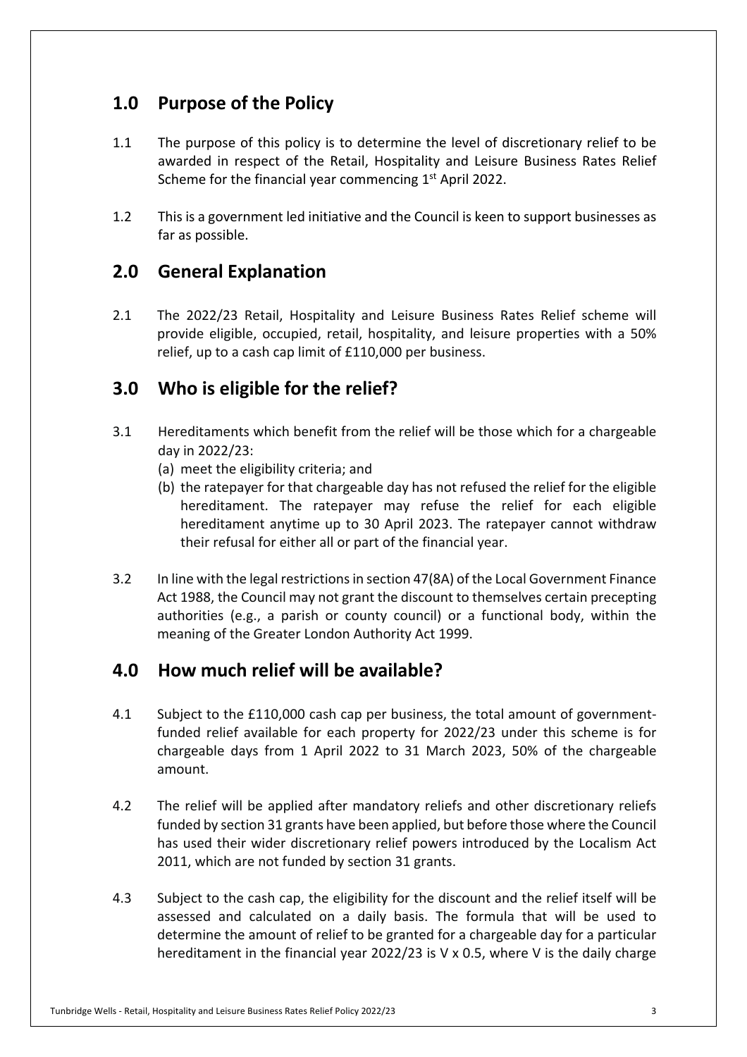## 1.0 Purpose of the Policy

1.1 The purpose of this policy is to determine the level of discretionary relief to be awarded in respect of the Retail, Hospitality and Leisure Business Rates Relief Scheme for the financial year commencing 1st April 2022.

1.2 This is a government led initiative and the Council is keen to support businesses as far as possible.

## 2.0 General Explanation

2.1 The 2022/23 Retail, Hospitality and Leisure Business Rates Relief scheme will provide eligible, occupied, retail, hospitality, and leisure properties with a 50% relief, up to a cash cap limit of £110,000 per business.

## 3.0 Who is eligible for the relief?

3.1 Hereditaments which benefit from the relief will be those which for a chargeable day in 2022/23:

(a) meet the eligibility criteria; and

(b) the ratepayer for that chargeable day has not refused the relief for the eligible hereditament. The ratepayer may refuse the relief for each eligible hereditament anytime up to 30 April 2023. The ratepayer cannot withdraw their refusal for either all or part of the financial year.

3.2 In line with the legal restrictions in section 47(8A) of the Local Government Finance Act 1988, the Council may not grant the discount to themselves certain precepting authorities (e.g., a parish or county council) or a functional body, within the meaning of the Greater London Authority Act 1999.

## 4.0 How much relief will be available?

4.1 Subject to the £110,000 cash cap per business, the total amount of government-funded relief available for each property for 2022/23 under this scheme is for chargeable days from 1 April 2022 to 31 March 2023, 50% of the chargeable amount.

4.2 The relief will be applied after mandatory reliefs and other discretionary reliefs funded by section 31 grants have been applied, but before those where the Council has used their wider discretionary relief powers introduced by the Localism Act 2011, which are not funded by section 31 grants.

4.3 Subject to the cash cap, the eligibility for the discount and the relief itself will be assessed and calculated on a daily basis. The formula that will be used to determine the amount of relief to be granted for a chargeable day for a particular hereditament in the financial year 2022/23 is $V \times 0.5$, where V is the daily charge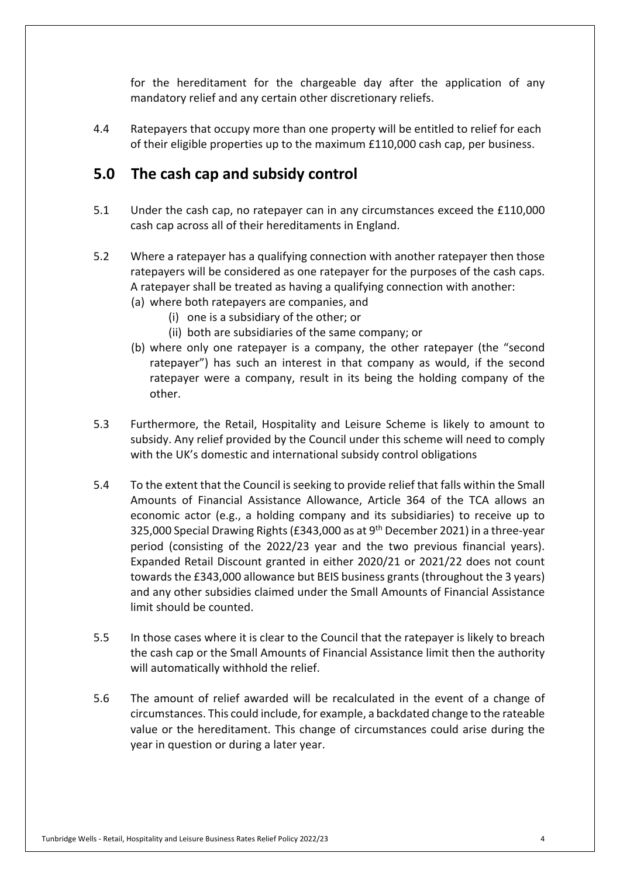for the hereditament for the chargeable day after the application of any mandatory relief and any certain other discretionary reliefs.

4.4 Ratepayers that occupy more than one property will be entitled to relief for each of their eligible properties up to the maximum £110,000 cash cap, per business.

## 5.0 The cash cap and subsidy control

5.1 Under the cash cap, no ratepayer can in any circumstances exceed the £110,000 cash cap across all of their hereditaments in England.

5.2 Where a ratepayer has a qualifying connection with another ratepayer then those ratepayers will be considered as one ratepayer for the purposes of the cash caps. A ratepayer shall be treated as having a qualifying connection with another:

(a) where both ratepayers are companies, and
   (i) one is a subsidiary of the other; or
   (ii) both are subsidiaries of the same company; or

(b) where only one ratepayer is a company, the other ratepayer (the "second ratepayer") has such an interest in that company as would, if the second ratepayer were a company, result in its being the holding company of the other.

5.3 Furthermore, the Retail, Hospitality and Leisure Scheme is likely to amount to subsidy. Any relief provided by the Council under this scheme will need to comply with the UK's domestic and international subsidy control obligations

5.4 To the extent that the Council is seeking to provide relief that falls within the Small Amounts of Financial Assistance Allowance, Article 364 of the TCA allows an economic actor (e.g., a holding company and its subsidiaries) to receive up to 325,000 Special Drawing Rights (£343,000 as at 9th December 2021) in a three-year period (consisting of the 2022/23 year and the two previous financial years). Expanded Retail Discount granted in either 2020/21 or 2021/22 does not count towards the £343,000 allowance but BEIS business grants (throughout the 3 years) and any other subsidies claimed under the Small Amounts of Financial Assistance limit should be counted.

5.5 In those cases where it is clear to the Council that the ratepayer is likely to breach the cash cap or the Small Amounts of Financial Assistance limit then the authority will automatically withhold the relief.

5.6 The amount of relief awarded will be recalculated in the event of a change of circumstances. This could include, for example, a backdated change to the rateable value or the hereditament. This change of circumstances could arise during the year in question or during a later year.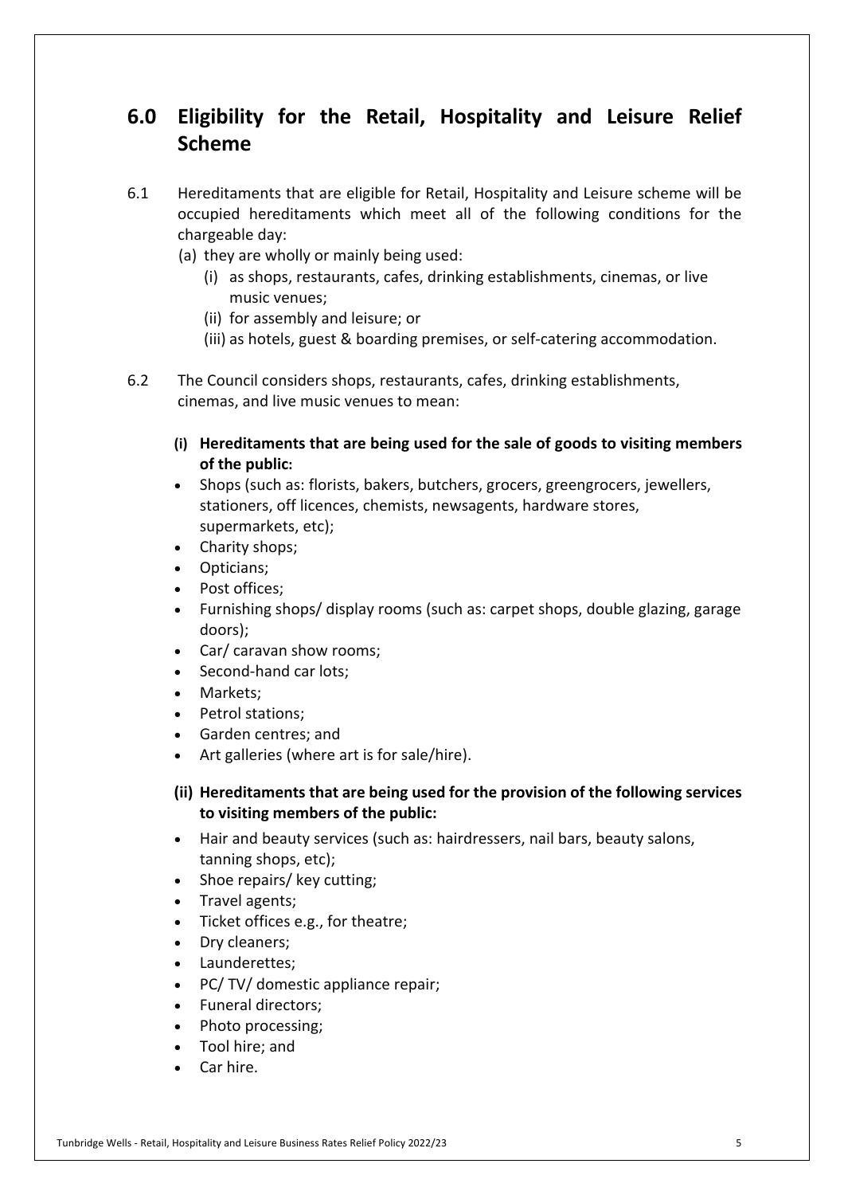## 6.0 Eligibility for the Retail, Hospitality and Leisure Relief Scheme

6.1 Hereditaments that are eligible for Retail, Hospitality and Leisure scheme will be occupied hereditaments which meet all of the following conditions for the chargeable day:

(a) they are wholly or mainly being used:

(i) as shops, restaurants, cafes, drinking establishments, cinemas, or live music venues;

(ii) for assembly and leisure; or

(iii) as hotels, guest & boarding premises, or self-catering accommodation.

6.2 The Council considers shops, restaurants, cafes, drinking establishments, cinemas, and live music venues to mean:

**(i) Hereditaments that are being used for the sale of goods to visiting members of the public:**

- Shops (such as: florists, bakers, butchers, grocers, greengrocers, jewellers, stationers, off licences, chemists, newsagents, hardware stores, supermarkets, etc);
- Charity shops;
- Opticians;
- Post offices;
- Furnishing shops/ display rooms (such as: carpet shops, double glazing, garage doors);
- Car/ caravan show rooms;
- Second-hand car lots;
- Markets;
- Petrol stations;
- Garden centres; and
- Art galleries (where art is for sale/hire).

**(ii) Hereditaments that are being used for the provision of the following services to visiting members of the public:**

- Hair and beauty services (such as: hairdressers, nail bars, beauty salons, tanning shops, etc);
- Shoe repairs/ key cutting;
- Travel agents;
- Ticket offices e.g., for theatre;
- Dry cleaners;
- Launderettes;
- PC/ TV/ domestic appliance repair;
- Funeral directors;
- Photo processing;
- Tool hire; and
- Car hire.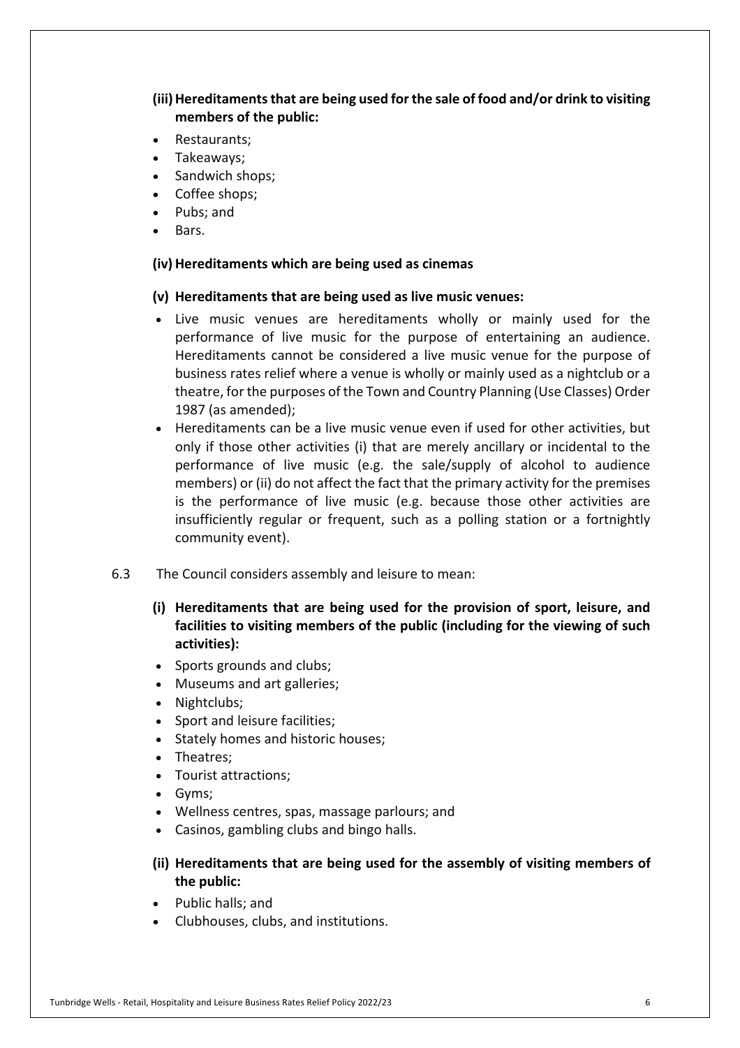**(iii) Hereditaments that are being used for the sale of food and/or drink to visiting members of the public:**

- Restaurants;
- Takeaways;
- Sandwich shops;
- Coffee shops;
- Pubs; and
- Bars.

**(iv) Hereditaments which are being used as cinemas**

**(v) Hereditaments that are being used as live music venues:**

- Live music venues are hereditaments wholly or mainly used for the performance of live music for the purpose of entertaining an audience. Hereditaments cannot be considered a live music venue for the purpose of business rates relief where a venue is wholly or mainly used as a nightclub or a theatre, for the purposes of the Town and Country Planning (Use Classes) Order 1987 (as amended);
- Hereditaments can be a live music venue even if used for other activities, but only if those other activities (i) that are merely ancillary or incidental to the performance of live music (e.g. the sale/supply of alcohol to audience members) or (ii) do not affect the fact that the primary activity for the premises is the performance of live music (e.g. because those other activities are insufficiently regular or frequent, such as a polling station or a fortnightly community event).

6.3 The Council considers assembly and leisure to mean:

**(i) Hereditaments that are being used for the provision of sport, leisure, and facilities to visiting members of the public (including for the viewing of such activities):**

- Sports grounds and clubs;
- Museums and art galleries;
- Nightclubs;
- Sport and leisure facilities;
- Stately homes and historic houses;
- Theatres;
- Tourist attractions;
- Gyms;
- Wellness centres, spas, massage parlours; and
- Casinos, gambling clubs and bingo halls.

**(ii) Hereditaments that are being used for the assembly of visiting members of the public:**

- Public halls; and
- Clubhouses, clubs, and institutions.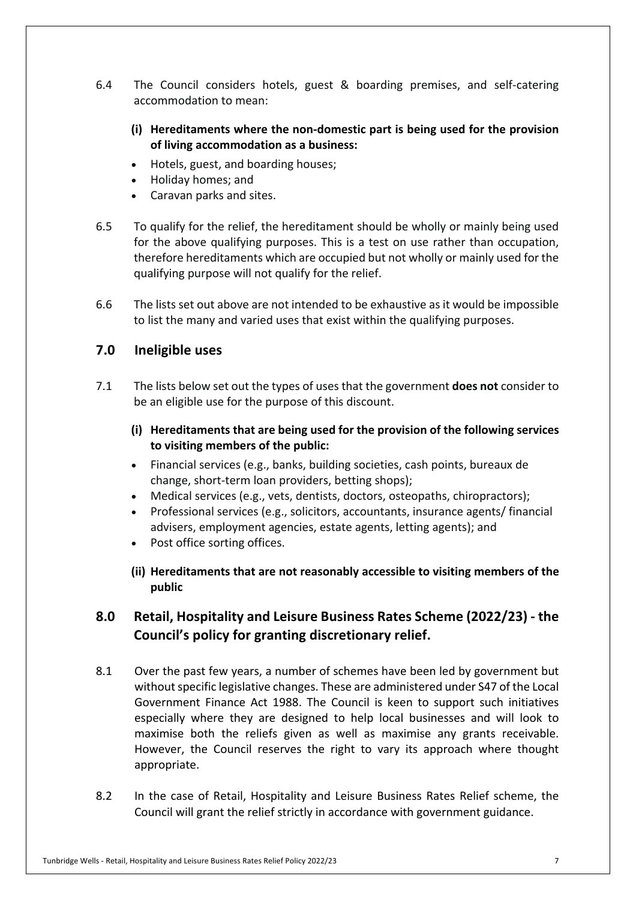6.4 The Council considers hotels, guest & boarding premises, and self-catering accommodation to mean:

**(i) Hereditaments where the non-domestic part is being used for the provision of living accommodation as a business:**

- Hotels, guest, and boarding houses;
- Holiday homes; and
- Caravan parks and sites.

6.5 To qualify for the relief, the hereditament should be wholly or mainly being used for the above qualifying purposes. This is a test on use rather than occupation, therefore hereditaments which are occupied but not wholly or mainly used for the qualifying purpose will not qualify for the relief.

6.6 The lists set out above are not intended to be exhaustive as it would be impossible to list the many and varied uses that exist within the qualifying purposes.

## 7.0 Ineligible uses

7.1 The lists below set out the types of uses that the government **does not** consider to be an eligible use for the purpose of this discount.

**(i) Hereditaments that are being used for the provision of the following services to visiting members of the public:**

- Financial services (e.g., banks, building societies, cash points, bureaux de change, short-term loan providers, betting shops);
- Medical services (e.g., vets, dentists, doctors, osteopaths, chiropractors);
- Professional services (e.g., solicitors, accountants, insurance agents/ financial advisers, employment agencies, estate agents, letting agents); and
- Post office sorting offices.

**(ii) Hereditaments that are not reasonably accessible to visiting members of the public**

## 8.0 Retail, Hospitality and Leisure Business Rates Scheme (2022/23) - the Council's policy for granting discretionary relief.

8.1 Over the past few years, a number of schemes have been led by government but without specific legislative changes. These are administered under S47 of the Local Government Finance Act 1988. The Council is keen to support such initiatives especially where they are designed to help local businesses and will look to maximise both the reliefs given as well as maximise any grants receivable. However, the Council reserves the right to vary its approach where thought appropriate.

8.2 In the case of Retail, Hospitality and Leisure Business Rates Relief scheme, the Council will grant the relief strictly in accordance with government guidance.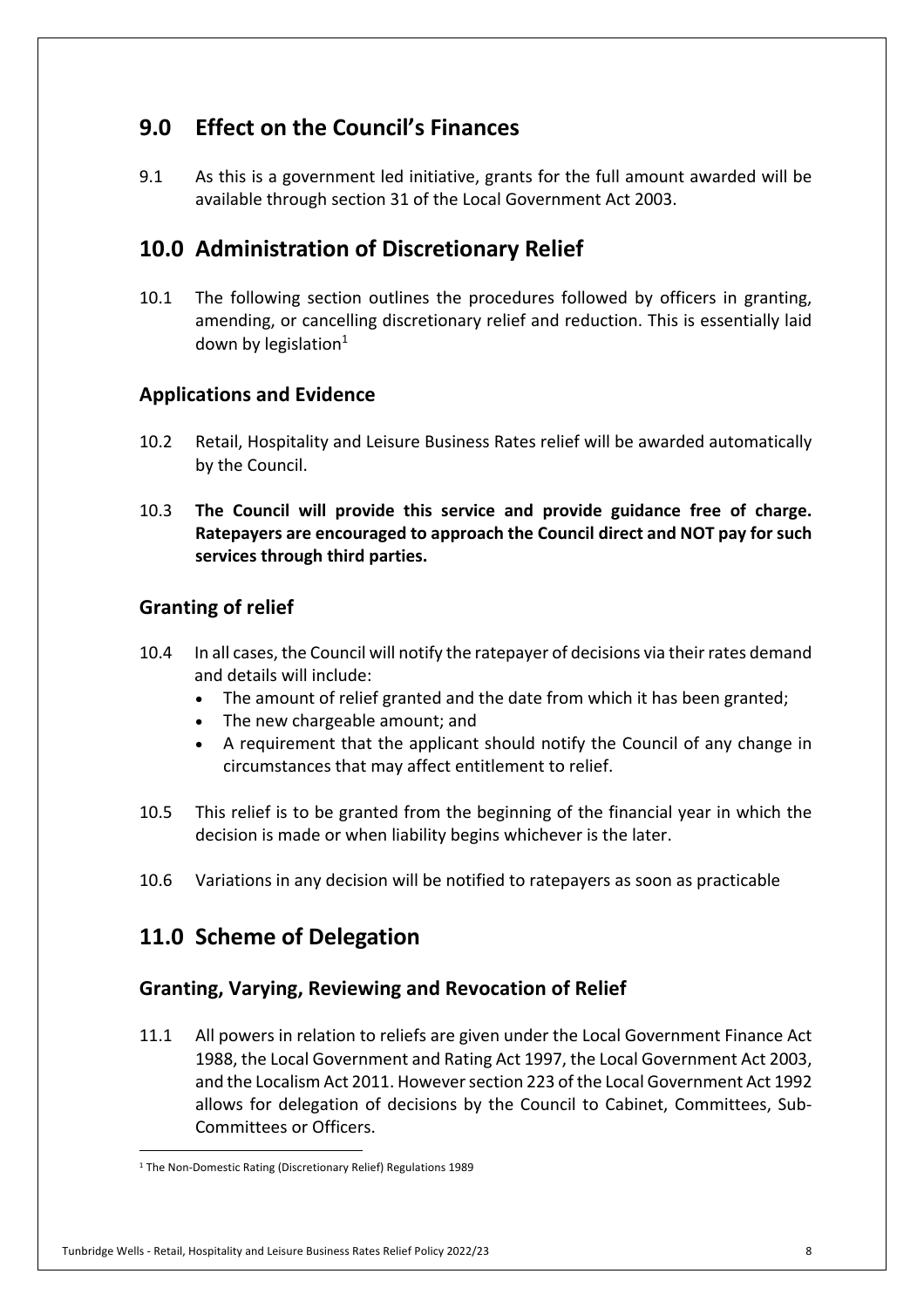## 9.0 Effect on the Council's Finances

9.1 As this is a government led initiative, grants for the full amount awarded will be available through section 31 of the Local Government Act 2003.

## 10.0 Administration of Discretionary Relief

10.1 The following section outlines the procedures followed by officers in granting, amending, or cancelling discretionary relief and reduction. This is essentially laid down by legislation[1]

### Applications and Evidence

10.2 Retail, Hospitality and Leisure Business Rates relief will be awarded automatically by the Council.

10.3 **The Council will provide this service and provide guidance free of charge. Ratepayers are encouraged to approach the Council direct and NOT pay for such services through third parties.**

### Granting of relief

10.4 In all cases, the Council will notify the ratepayer of decisions via their rates demand and details will include:

- The amount of relief granted and the date from which it has been granted;
- The new chargeable amount; and
- A requirement that the applicant should notify the Council of any change in circumstances that may affect entitlement to relief.

10.5 This relief is to be granted from the beginning of the financial year in which the decision is made or when liability begins whichever is the later.

10.6 Variations in any decision will be notified to ratepayers as soon as practicable

## 11.0 Scheme of Delegation

### Granting, Varying, Reviewing and Revocation of Relief

11.1 All powers in relation to reliefs are given under the Local Government Finance Act 1988, the Local Government and Rating Act 1997, the Local Government Act 2003, and the Localism Act 2011. However section 223 of the Local Government Act 1992 allows for delegation of decisions by the Council to Cabinet, Committees, Sub-Committees or Officers.

[1] The Non-Domestic Rating (Discretionary Relief) Regulations 1989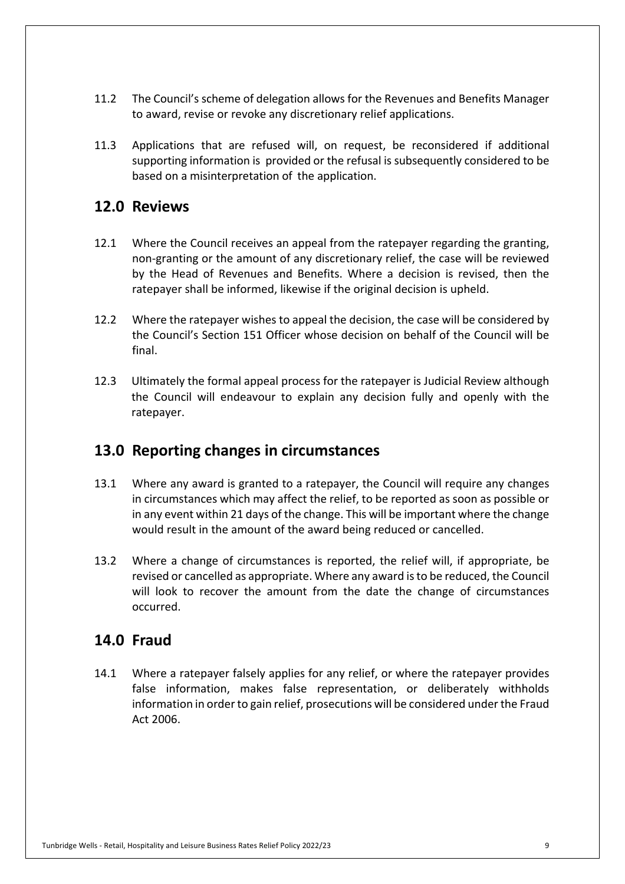11.2 The Council's scheme of delegation allows for the Revenues and Benefits Manager to award, revise or revoke any discretionary relief applications.

11.3 Applications that are refused will, on request, be reconsidered if additional supporting information is provided or the refusal is subsequently considered to be based on a misinterpretation of the application.

## 12.0 Reviews

12.1 Where the Council receives an appeal from the ratepayer regarding the granting, non-granting or the amount of any discretionary relief, the case will be reviewed by the Head of Revenues and Benefits. Where a decision is revised, then the ratepayer shall be informed, likewise if the original decision is upheld.

12.2 Where the ratepayer wishes to appeal the decision, the case will be considered by the Council's Section 151 Officer whose decision on behalf of the Council will be final.

12.3 Ultimately the formal appeal process for the ratepayer is Judicial Review although the Council will endeavour to explain any decision fully and openly with the ratepayer.

## 13.0 Reporting changes in circumstances

13.1 Where any award is granted to a ratepayer, the Council will require any changes in circumstances which may affect the relief, to be reported as soon as possible or in any event within 21 days of the change. This will be important where the change would result in the amount of the award being reduced or cancelled.

13.2 Where a change of circumstances is reported, the relief will, if appropriate, be revised or cancelled as appropriate. Where any award is to be reduced, the Council will look to recover the amount from the date the change of circumstances occurred.

## 14.0 Fraud

14.1 Where a ratepayer falsely applies for any relief, or where the ratepayer provides false information, makes false representation, or deliberately withholds information in order to gain relief, prosecutions will be considered under the Fraud Act 2006.